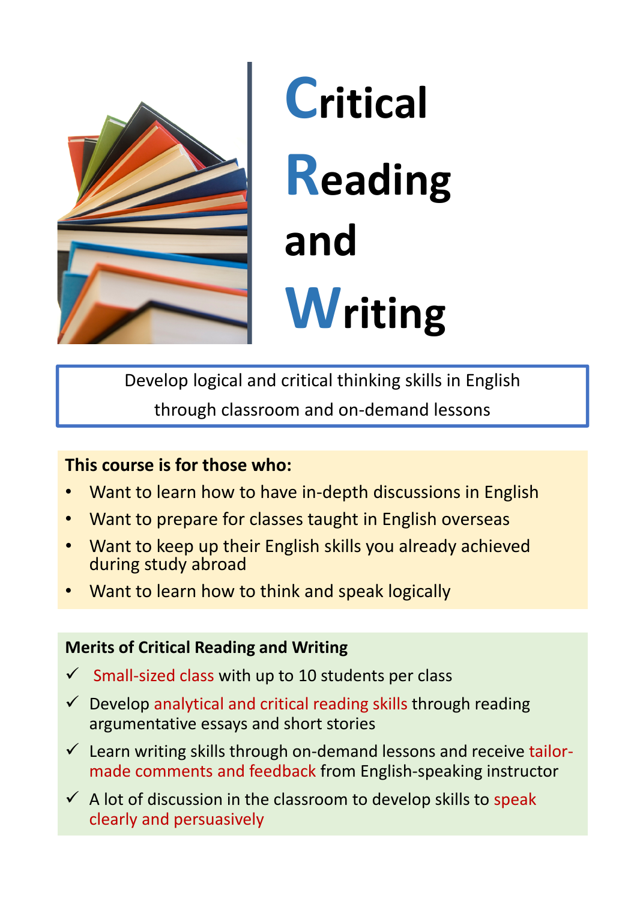# Critical Reading and Writing

Develop logical and critical thinking skills in English through classroom and on-demand lessons

**This course is for those who:**

- Want to learn how to have in-depth discussions in English
- Want to prepare for classes taught in English overseas
- Want to keep up their English skills you already achieved during study abroad
- Want to learn how to think and speak logically

**Merits of Critical Reading and Writing**

- ✓ Small-sized class with up to 10 students per class
- ✓ Develop analytical and critical reading skills through reading argumentative essays and short stories
- ✓ Learn writing skills through on-demand lessons and receive tailor-made comments and feedback from English-speaking instructor
- ✓ A lot of discussion in the classroom to develop skills to speak clearly and persuasively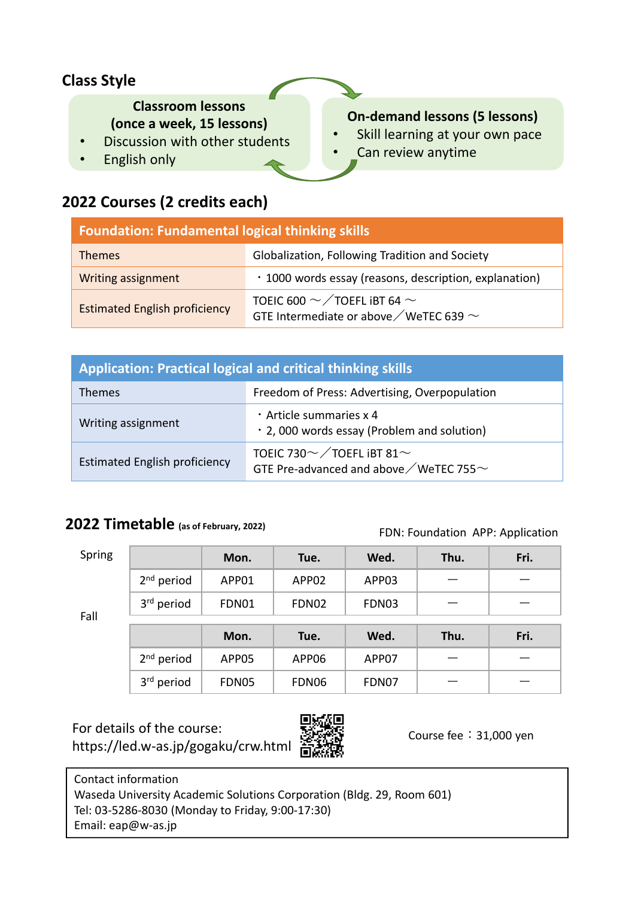## Class Style

**Classroom lessons (once a week, 15 lessons)**

- Discussion with other students
- English only

**On-demand lessons (5 lessons)**

- Skill learning at your own pace
- Can review anytime

## 2022 Courses (2 credits each)

| Foundation: Fundamental logical thinking skills | |
|---|---|
| Themes | Globalization, Following Tradition and Society |
| Writing assignment | ・1000 words essay (reasons, description, explanation) |
| Estimated English proficiency | TOEIC 600 ～／TOEFL iBT 64 ～<br>GTE Intermediate or above／WeTEC 639 ～ |

| Application: Practical logical and critical thinking skills | |
|---|---|
| Themes | Freedom of Press: Advertising, Overpopulation |
| Writing assignment | ・Article summaries x 4<br>・2, 000 words essay (Problem and solution) |
| Estimated English proficiency | TOEIC 730～／TOEFL iBT 81～<br>GTE Pre-advanced and above／WeTEC 755～ |

## 2022 Timetable (as of February, 2022)

FDN: Foundation APP: Application

Spring

| | Mon. | Tue. | Wed. | Thu. | Fri. |
|---|---|---|---|---|---|
| 2nd period | APP01 | APP02 | APP03 | — | — |
| 3rd period | FDN01 | FDN02 | FDN03 | — | — |

Fall

| | Mon. | Tue. | Wed. | Thu. | Fri. |
|---|---|---|---|---|---|
| 2nd period | APP05 | APP06 | APP07 | — | — |
| 3rd period | FDN05 | FDN06 | FDN07 | — | — |

For details of the course:
https://led.w-as.jp/gogaku/crw.html

Course fee：31,000 yen

Contact information
Waseda University Academic Solutions Corporation (Bldg. 29, Room 601)
Tel: 03-5286-8030 (Monday to Friday, 9:00-17:30)
Email: eap@w-as.jp